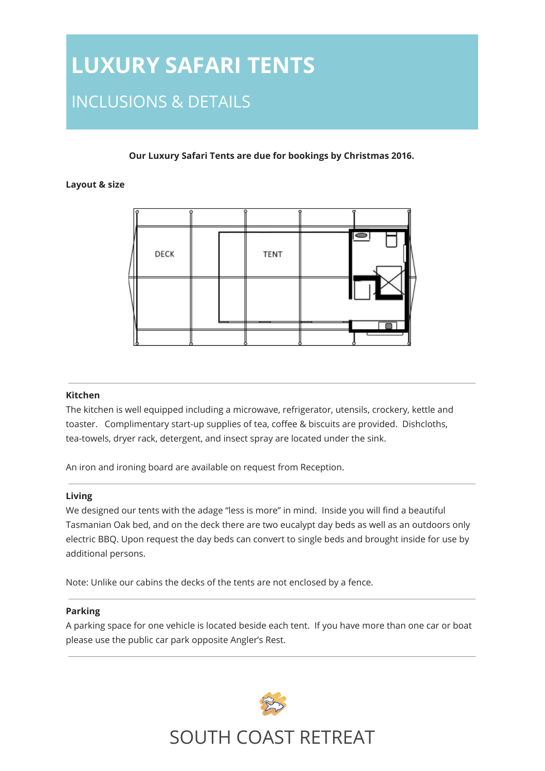# LUXURY SAFARI TENTS

## INCLUSIONS & DETAILS

**Our Luxury Safari Tents are due for bookings by Christmas 2016.**

**Layout & size**

DECK

TENT

---

**Kitchen**

The kitchen is well equipped including a microwave, refrigerator, utensils, crockery, kettle and toaster. Complimentary start-up supplies of tea, coffee & biscuits are provided. Dishcloths, tea-towels, dryer rack, detergent, and insect spray are located under the sink.

An iron and ironing board are available on request from Reception.

---

**Living**

We designed our tents with the adage "less is more" in mind. Inside you will find a beautiful Tasmanian Oak bed, and on the deck there are two eucalypt day beds as well as an outdoors only electric BBQ. Upon request the day beds can convert to single beds and brought inside for use by additional persons.

Note: Unlike our cabins the decks of the tents are not enclosed by a fence.

---

**Parking**

A parking space for one vehicle is located beside each tent. If you have more than one car or boat please use the public car park opposite Angler's Rest.

---

SOUTH COAST RETREAT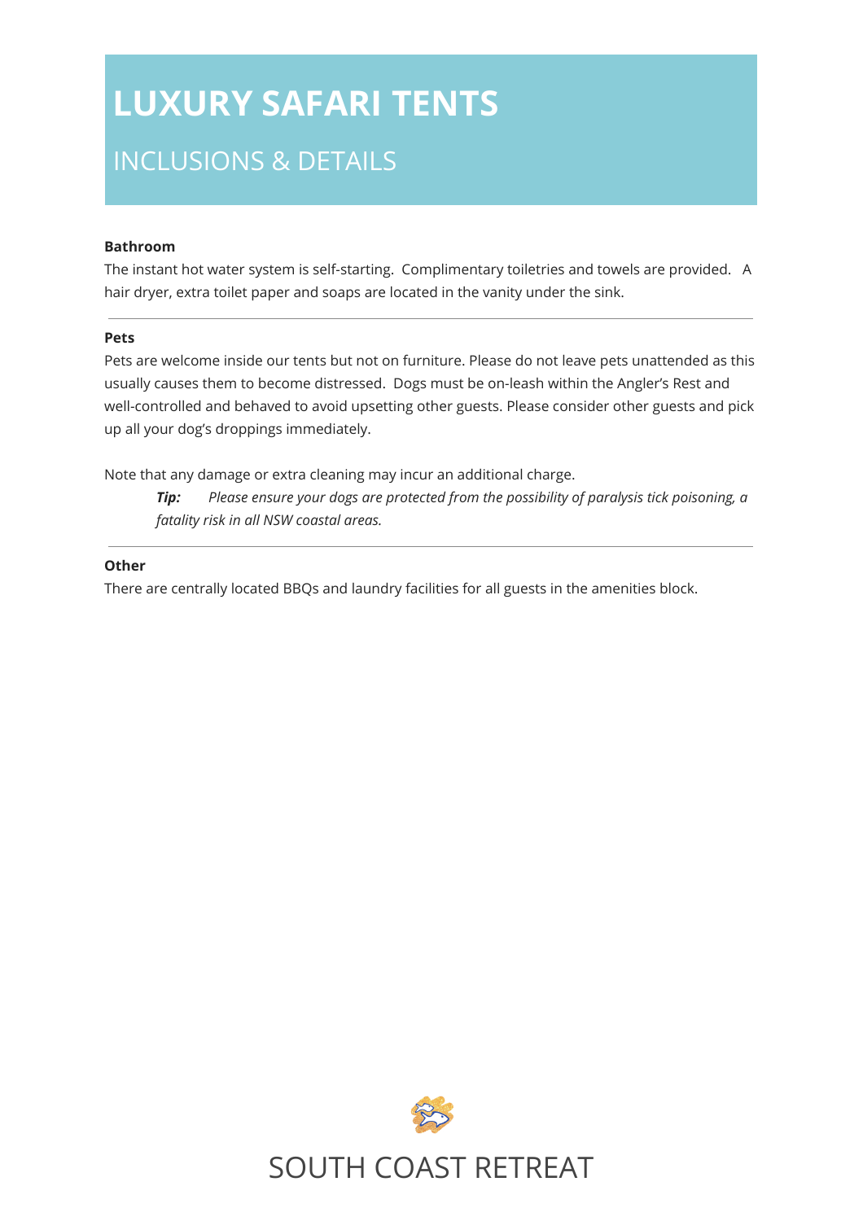# LUXURY SAFARI TENTS

## INCLUSIONS & DETAILS

**Bathroom**

The instant hot water system is self-starting. Complimentary toiletries and towels are provided. A hair dryer, extra toilet paper and soaps are located in the vanity under the sink.

---

**Pets**

Pets are welcome inside our tents but not on furniture. Please do not leave pets unattended as this usually causes them to become distressed. Dogs must be on-leash within the Angler's Rest and well-controlled and behaved to avoid upsetting other guests. Please consider other guests and pick up all your dog's droppings immediately.

Note that any damage or extra cleaning may incur an additional charge.

> ***Tip:*** *Please ensure your dogs are protected from the possibility of paralysis tick poisoning, a fatality risk in all NSW coastal areas.*

---

**Other**

There are centrally located BBQs and laundry facilities for all guests in the amenities block.

SOUTH COAST RETREAT